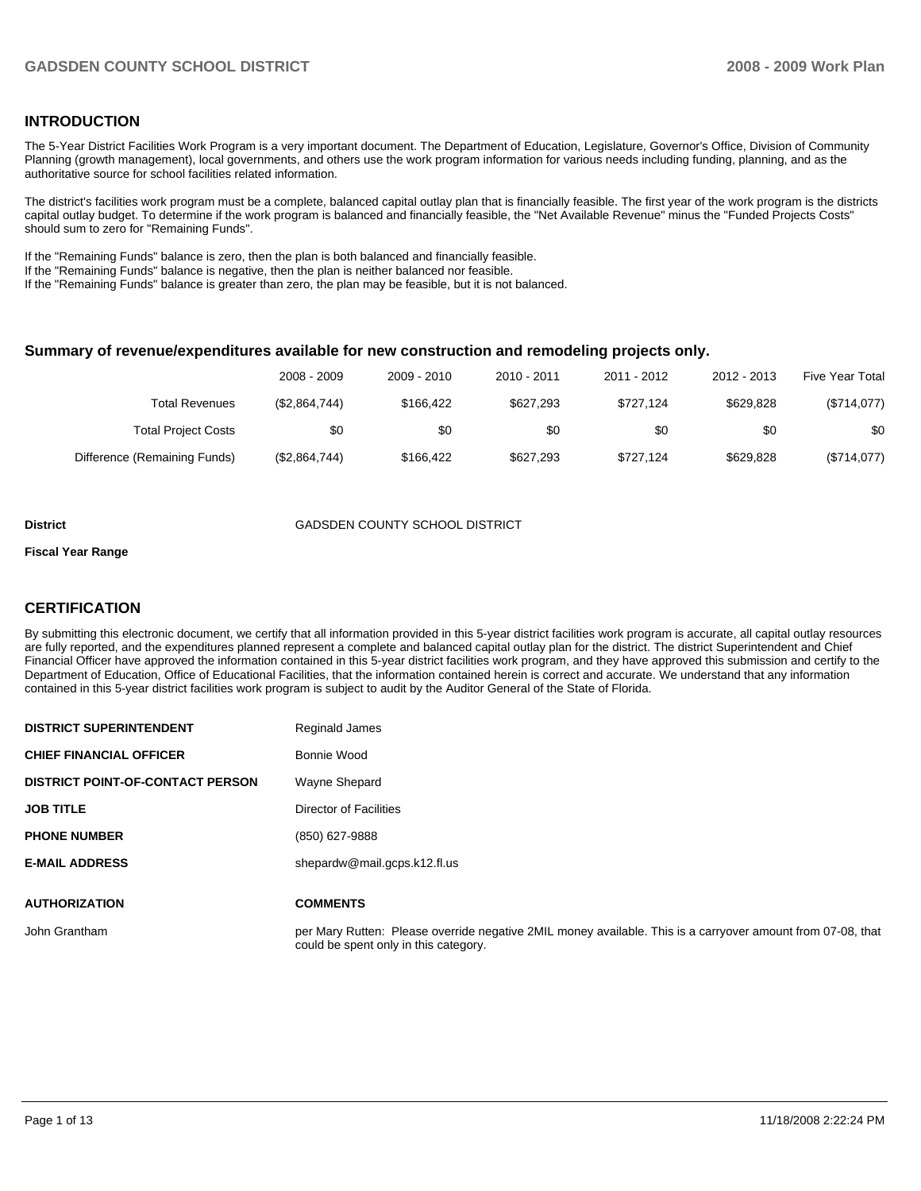## INTRODUCTION

The 5-Year District Facilities Work Program is a very important document. The Department of Education, Legislature, Governor's Office, Division of Community Planning (growth management), local governments, and others use the work program information for various needs including funding, planning, and as the authoritative source for school facilities related information.

The district's facilities work program must be a complete, balanced capital outlay plan that is financially feasible. The first year of the work program is the districts capital outlay budget. To determine if the work program is balanced and financially feasible, the "Net Available Revenue" minus the "Funded Projects Costs" should sum to zero for "Remaining Funds".

If the "Remaining Funds" balance is zero, then the plan is both balanced and financially feasible.
If the "Remaining Funds" balance is negative, then the plan is neither balanced nor feasible.
If the "Remaining Funds" balance is greater than zero, the plan may be feasible, but it is not balanced.

### Summary of revenue/expenditures available for new construction and remodeling projects only.

| | 2008 - 2009 | 2009 - 2010 | 2010 - 2011 | 2011 - 2012 | 2012 - 2013 | Five Year Total |
|---|---|---|---|---|---|---|
| Total Revenues | ($2,864,744) | $166,422 | $627,293 | $727,124 | $629,828 | ($714,077) |
| Total Project Costs | $0 | $0 | $0 | $0 | $0 | $0 |
| Difference (Remaining Funds) | ($2,864,744) | $166,422 | $627,293 | $727,124 | $629,828 | ($714,077) |

**District** GADSDEN COUNTY SCHOOL DISTRICT

**Fiscal Year Range**

## CERTIFICATION

By submitting this electronic document, we certify that all information provided in this 5-year district facilities work program is accurate, all capital outlay resources are fully reported, and the expenditures planned represent a complete and balanced capital outlay plan for the district. The district Superintendent and Chief Financial Officer have approved the information contained in this 5-year district facilities work program, and they have approved this submission and certify to the Department of Education, Office of Educational Facilities, that the information contained herein is correct and accurate. We understand that any information contained in this 5-year district facilities work program is subject to audit by the Auditor General of the State of Florida.

| | |
|---|---|
| **DISTRICT SUPERINTENDENT** | Reginald James |
| **CHIEF FINANCIAL OFFICER** | Bonnie Wood |
| **DISTRICT POINT-OF-CONTACT PERSON** | Wayne Shepard |
| **JOB TITLE** | Director of Facilities |
| **PHONE NUMBER** | (850) 627-9888 |
| **E-MAIL ADDRESS** | shepardw@mail.gcps.k12.fl.us |

| **AUTHORIZATION** | **COMMENTS** |
|---|---|
| John Grantham | per Mary Rutten: Please override negative 2MIL money available. This is a carryover amount from 07-08, that could be spent only in this category. |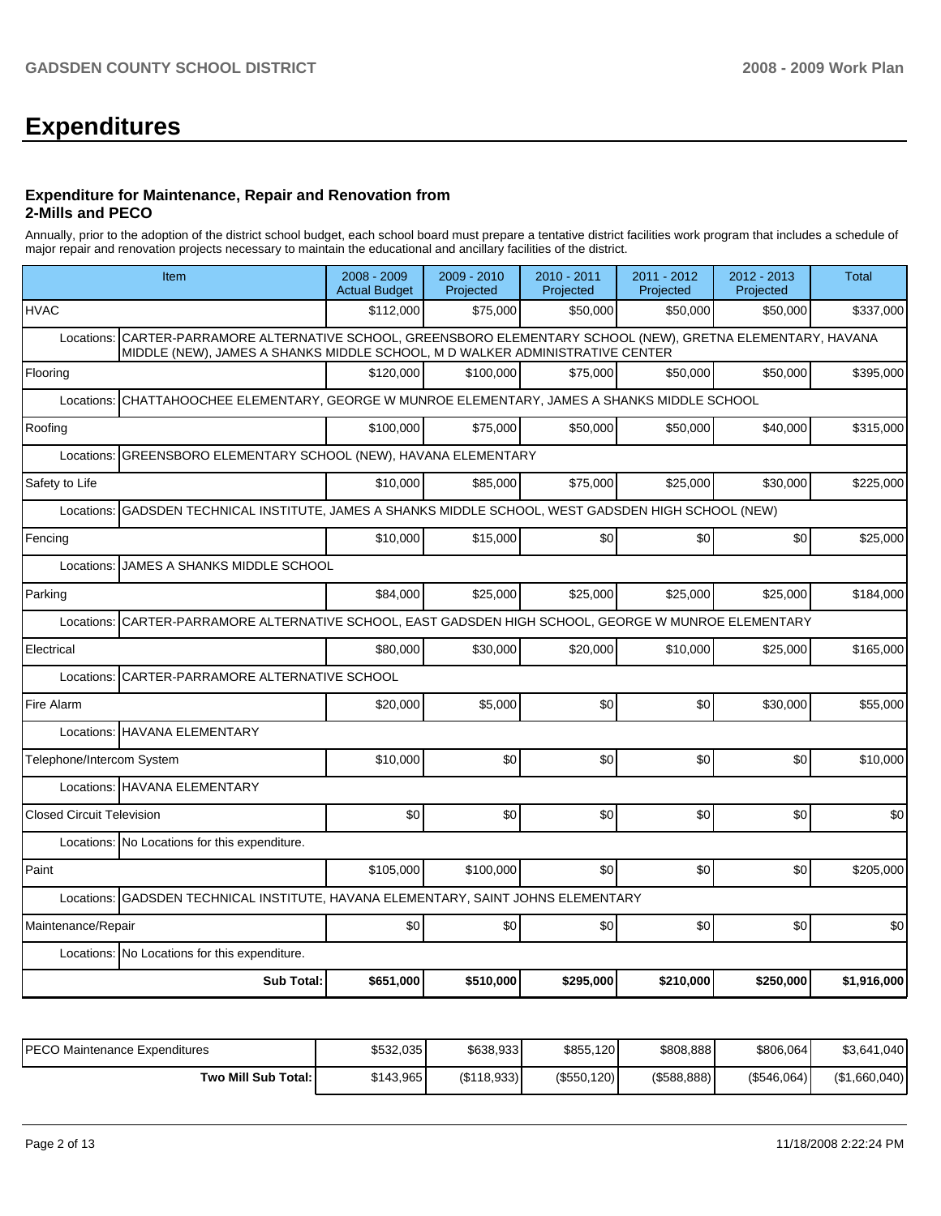# Expenditures

### Expenditure for Maintenance, Repair and Renovation from 2-Mills and PECO

Annually, prior to the adoption of the district school budget, each school board must prepare a tentative district facilities work program that includes a schedule of major repair and renovation projects necessary to maintain the educational and ancillary facilities of the district.

| Item | 2008 - 2009 Actual Budget | 2009 - 2010 Projected | 2010 - 2011 Projected | 2011 - 2012 Projected | 2012 - 2013 Projected | Total |
|---|---|---|---|---|---|---|
| HVAC | $112,000 | $75,000 | $50,000 | $50,000 | $50,000 | $337,000 |
| Locations: CARTER-PARRAMORE ALTERNATIVE SCHOOL, GREENSBORO ELEMENTARY SCHOOL (NEW), GRETNA ELEMENTARY, HAVANA MIDDLE (NEW), JAMES A SHANKS MIDDLE SCHOOL, M D WALKER ADMINISTRATIVE CENTER | | | | | | |
| Flooring | $120,000 | $100,000 | $75,000 | $50,000 | $50,000 | $395,000 |
| Locations: CHATTAHOOCHEE ELEMENTARY, GEORGE W MUNROE ELEMENTARY, JAMES A SHANKS MIDDLE SCHOOL | | | | | | |
| Roofing | $100,000 | $75,000 | $50,000 | $50,000 | $40,000 | $315,000 |
| Locations: GREENSBORO ELEMENTARY SCHOOL (NEW), HAVANA ELEMENTARY | | | | | | |
| Safety to Life | $10,000 | $85,000 | $75,000 | $25,000 | $30,000 | $225,000 |
| Locations: GADSDEN TECHNICAL INSTITUTE, JAMES A SHANKS MIDDLE SCHOOL, WEST GADSDEN HIGH SCHOOL (NEW) | | | | | | |
| Fencing | $10,000 | $15,000 | $0 | $0 | $0 | $25,000 |
| Locations: JAMES A SHANKS MIDDLE SCHOOL | | | | | | |
| Parking | $84,000 | $25,000 | $25,000 | $25,000 | $25,000 | $184,000 |
| Locations: CARTER-PARRAMORE ALTERNATIVE SCHOOL, EAST GADSDEN HIGH SCHOOL, GEORGE W MUNROE ELEMENTARY | | | | | | |
| Electrical | $80,000 | $30,000 | $20,000 | $10,000 | $25,000 | $165,000 |
| Locations: CARTER-PARRAMORE ALTERNATIVE SCHOOL | | | | | | |
| Fire Alarm | $20,000 | $5,000 | $0 | $0 | $30,000 | $55,000 |
| Locations: HAVANA ELEMENTARY | | | | | | |
| Telephone/Intercom System | $10,000 | $0 | $0 | $0 | $0 | $10,000 |
| Locations: HAVANA ELEMENTARY | | | | | | |
| Closed Circuit Television | $0 | $0 | $0 | $0 | $0 | $0 |
| Locations: No Locations for this expenditure. | | | | | | |
| Paint | $105,000 | $100,000 | $0 | $0 | $0 | $205,000 |
| Locations: GADSDEN TECHNICAL INSTITUTE, HAVANA ELEMENTARY, SAINT JOHNS ELEMENTARY | | | | | | |
| Maintenance/Repair | $0 | $0 | $0 | $0 | $0 | $0 |
| Locations: No Locations for this expenditure. | | | | | | |
| **Sub Total:** | **$651,000** | **$510,000** | **$295,000** | **$210,000** | **$250,000** | **$1,916,000** |

| | | | | | | |
|---|---|---|---|---|---|---|
| PECO Maintenance Expenditures | $532,035 | $638,933 | $855,120 | $808,888 | $806,064 | $3,641,040 |
| **Two Mill Sub Total:** | $143,965 | ($118,933) | ($550,120) | ($588,888) | ($546,064) | ($1,660,040) |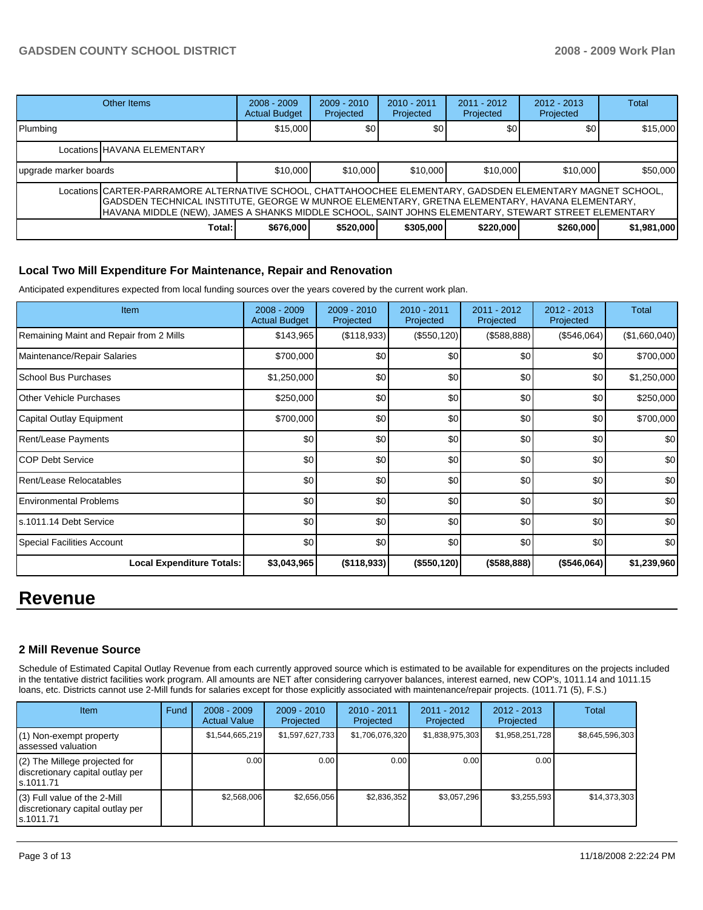| Other Items | 2008 - 2009 Actual Budget | 2009 - 2010 Projected | 2010 - 2011 Projected | 2011 - 2012 Projected | 2012 - 2013 Projected | Total |
|---|---|---|---|---|---|---|
| Plumbing | $15,000 | $0 | $0 | $0 | $0 | $15,000 |
| Locations HAVANA ELEMENTARY | | | | | | |
| upgrade marker boards | $10,000 | $10,000 | $10,000 | $10,000 | $10,000 | $50,000 |
| Locations CARTER-PARRAMORE ALTERNATIVE SCHOOL, CHATTAHOOCHEE ELEMENTARY, GADSDEN ELEMENTARY MAGNET SCHOOL, GADSDEN TECHNICAL INSTITUTE, GEORGE W MUNROE ELEMENTARY, GRETNA ELEMENTARY, HAVANA ELEMENTARY, HAVANA MIDDLE (NEW), JAMES A SHANKS MIDDLE SCHOOL, SAINT JOHNS ELEMENTARY, STEWART STREET ELEMENTARY | | | | | | |
| **Total:** | **$676,000** | **$520,000** | **$305,000** | **$220,000** | **$260,000** | **$1,981,000** |

### Local Two Mill Expenditure For Maintenance, Repair and Renovation

Anticipated expenditures expected from local funding sources over the years covered by the current work plan.

| Item | 2008 - 2009 Actual Budget | 2009 - 2010 Projected | 2010 - 2011 Projected | 2011 - 2012 Projected | 2012 - 2013 Projected | Total |
|---|---|---|---|---|---|---|
| Remaining Maint and Repair from 2 Mills | $143,965 | ($118,933) | ($550,120) | ($588,888) | ($546,064) | ($1,660,040) |
| Maintenance/Repair Salaries | $700,000 | $0 | $0 | $0 | $0 | $700,000 |
| School Bus Purchases | $1,250,000 | $0 | $0 | $0 | $0 | $1,250,000 |
| Other Vehicle Purchases | $250,000 | $0 | $0 | $0 | $0 | $250,000 |
| Capital Outlay Equipment | $700,000 | $0 | $0 | $0 | $0 | $700,000 |
| Rent/Lease Payments | $0 | $0 | $0 | $0 | $0 | $0 |
| COP Debt Service | $0 | $0 | $0 | $0 | $0 | $0 |
| Rent/Lease Relocatables | $0 | $0 | $0 | $0 | $0 | $0 |
| Environmental Problems | $0 | $0 | $0 | $0 | $0 | $0 |
| s.1011.14 Debt Service | $0 | $0 | $0 | $0 | $0 | $0 |
| Special Facilities Account | $0 | $0 | $0 | $0 | $0 | $0 |
| **Local Expenditure Totals:** | **$3,043,965** | **($118,933)** | **($550,120)** | **($588,888)** | **($546,064)** | **$1,239,960** |

# Revenue

### 2 Mill Revenue Source

Schedule of Estimated Capital Outlay Revenue from each currently approved source which is estimated to be available for expenditures on the projects included in the tentative district facilities work program. All amounts are NET after considering carryover balances, interest earned, new COP's, 1011.14 and 1011.15 loans, etc. Districts cannot use 2-Mill funds for salaries except for those explicitly associated with maintenance/repair projects. (1011.71 (5), F.S.)

| Item | Fund | 2008 - 2009 Actual Value | 2009 - 2010 Projected | 2010 - 2011 Projected | 2011 - 2012 Projected | 2012 - 2013 Projected | Total |
|---|---|---|---|---|---|---|---|
| (1) Non-exempt property assessed valuation | | $1,544,665,219 | $1,597,627,733 | $1,706,076,320 | $1,838,975,303 | $1,958,251,728 | $8,645,596,303 |
| (2) The Millege projected for discretionary capital outlay per s.1011.71 | | 0.00 | 0.00 | 0.00 | 0.00 | 0.00 | |
| (3) Full value of the 2-Mill discretionary capital outlay per s.1011.71 | | $2,568,006 | $2,656,056 | $2,836,352 | $3,057,296 | $3,255,593 | $14,373,303 |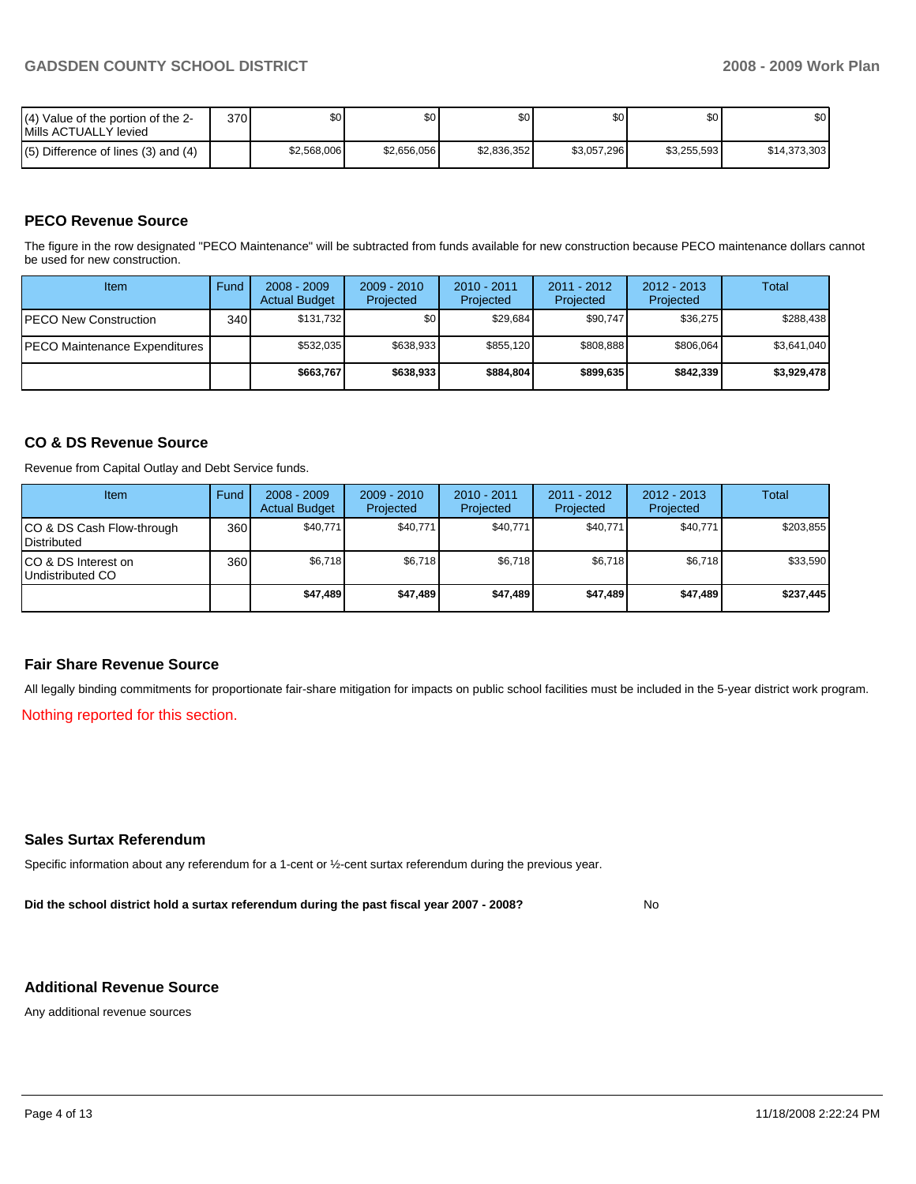| | | | | | | | |
|---|---|---|---|---|---|---|---|
| (4) Value of the portion of the 2-Mills ACTUALLY levied | 370 | $0 | $0 | $0 | $0 | $0 | $0 |
| (5) Difference of lines (3) and (4) | | $2,568,006 | $2,656,056 | $2,836,352 | $3,057,296 | $3,255,593 | $14,373,303 |

## PECO Revenue Source

The figure in the row designated "PECO Maintenance" will be subtracted from funds available for new construction because PECO maintenance dollars cannot be used for new construction.

| Item | Fund | 2008 - 2009 Actual Budget | 2009 - 2010 Projected | 2010 - 2011 Projected | 2011 - 2012 Projected | 2012 - 2013 Projected | Total |
|---|---|---|---|---|---|---|---|
| PECO New Construction | 340 | $131,732 | $0 | $29,684 | $90,747 | $36,275 | $288,438 |
| PECO Maintenance Expenditures | | $532,035 | $638,933 | $855,120 | $808,888 | $806,064 | $3,641,040 |
| | | **$663,767** | **$638,933** | **$884,804** | **$899,635** | **$842,339** | **$3,929,478** |

## CO & DS Revenue Source

Revenue from Capital Outlay and Debt Service funds.

| Item | Fund | 2008 - 2009 Actual Budget | 2009 - 2010 Projected | 2010 - 2011 Projected | 2011 - 2012 Projected | 2012 - 2013 Projected | Total |
|---|---|---|---|---|---|---|---|
| CO & DS Cash Flow-through Distributed | 360 | $40,771 | $40,771 | $40,771 | $40,771 | $40,771 | $203,855 |
| CO & DS Interest on Undistributed CO | 360 | $6,718 | $6,718 | $6,718 | $6,718 | $6,718 | $33,590 |
| | | **$47,489** | **$47,489** | **$47,489** | **$47,489** | **$47,489** | **$237,445** |

## Fair Share Revenue Source

All legally binding commitments for proportionate fair-share mitigation for impacts on public school facilities must be included in the 5-year district work program.

Nothing reported for this section.

## Sales Surtax Referendum

Specific information about any referendum for a 1-cent or ½-cent surtax referendum during the previous year.

**Did the school district hold a surtax referendum during the past fiscal year 2007 - 2008?** No

## Additional Revenue Source

Any additional revenue sources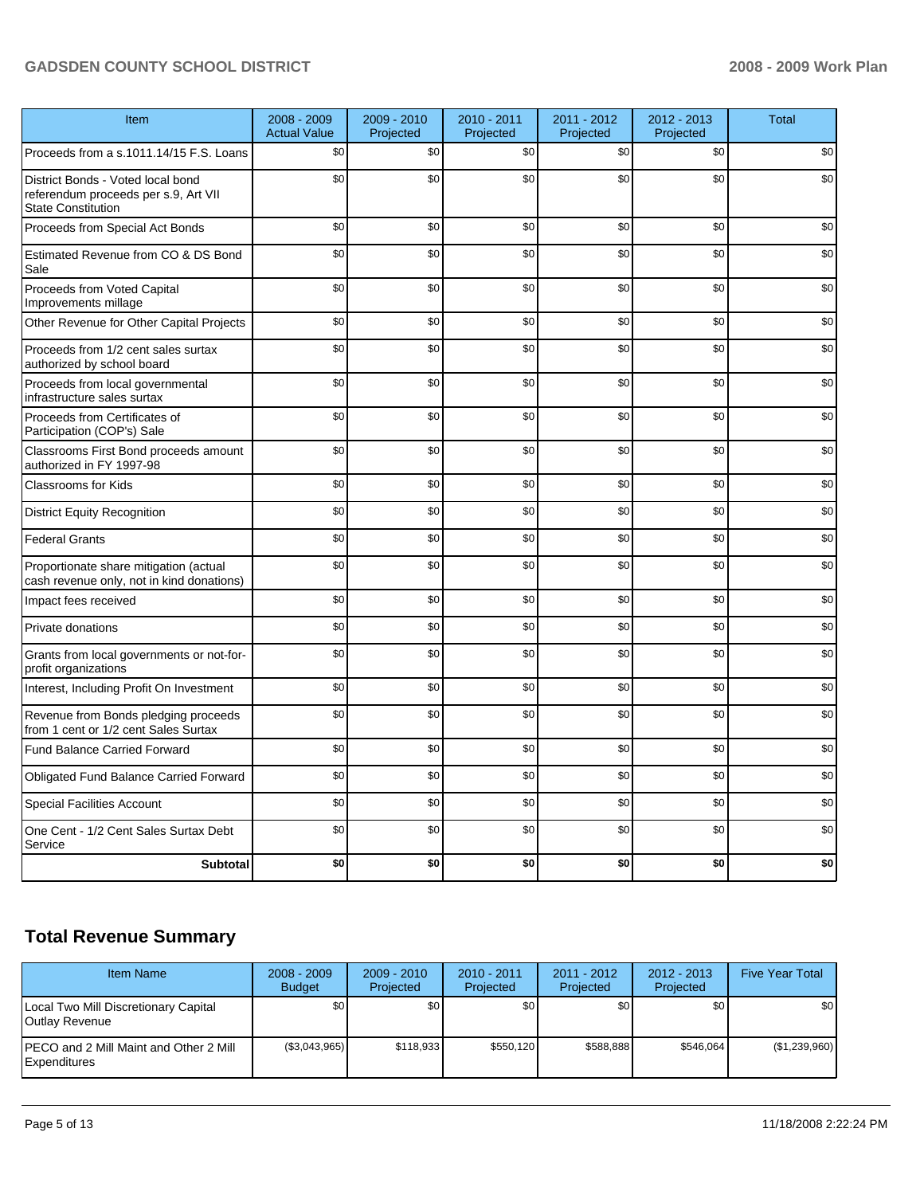| Item | 2008 - 2009 Actual Value | 2009 - 2010 Projected | 2010 - 2011 Projected | 2011 - 2012 Projected | 2012 - 2013 Projected | Total |
|---|---|---|---|---|---|---|
| Proceeds from a s.1011.14/15 F.S. Loans | $0 | $0 | $0 | $0 | $0 | $0 |
| District Bonds - Voted local bond referendum proceeds per s.9, Art VII State Constitution | $0 | $0 | $0 | $0 | $0 | $0 |
| Proceeds from Special Act Bonds | $0 | $0 | $0 | $0 | $0 | $0 |
| Estimated Revenue from CO & DS Bond Sale | $0 | $0 | $0 | $0 | $0 | $0 |
| Proceeds from Voted Capital Improvements millage | $0 | $0 | $0 | $0 | $0 | $0 |
| Other Revenue for Other Capital Projects | $0 | $0 | $0 | $0 | $0 | $0 |
| Proceeds from 1/2 cent sales surtax authorized by school board | $0 | $0 | $0 | $0 | $0 | $0 |
| Proceeds from local governmental infrastructure sales surtax | $0 | $0 | $0 | $0 | $0 | $0 |
| Proceeds from Certificates of Participation (COP's) Sale | $0 | $0 | $0 | $0 | $0 | $0 |
| Classrooms First Bond proceeds amount authorized in FY 1997-98 | $0 | $0 | $0 | $0 | $0 | $0 |
| Classrooms for Kids | $0 | $0 | $0 | $0 | $0 | $0 |
| District Equity Recognition | $0 | $0 | $0 | $0 | $0 | $0 |
| Federal Grants | $0 | $0 | $0 | $0 | $0 | $0 |
| Proportionate share mitigation (actual cash revenue only, not in kind donations) | $0 | $0 | $0 | $0 | $0 | $0 |
| Impact fees received | $0 | $0 | $0 | $0 | $0 | $0 |
| Private donations | $0 | $0 | $0 | $0 | $0 | $0 |
| Grants from local governments or not-for-profit organizations | $0 | $0 | $0 | $0 | $0 | $0 |
| Interest, Including Profit On Investment | $0 | $0 | $0 | $0 | $0 | $0 |
| Revenue from Bonds pledging proceeds from 1 cent or 1/2 cent Sales Surtax | $0 | $0 | $0 | $0 | $0 | $0 |
| Fund Balance Carried Forward | $0 | $0 | $0 | $0 | $0 | $0 |
| Obligated Fund Balance Carried Forward | $0 | $0 | $0 | $0 | $0 | $0 |
| Special Facilities Account | $0 | $0 | $0 | $0 | $0 | $0 |
| One Cent - 1/2 Cent Sales Surtax Debt Service | $0 | $0 | $0 | $0 | $0 | $0 |
| **Subtotal** | **$0** | **$0** | **$0** | **$0** | **$0** | **$0** |

## Total Revenue Summary

| Item Name | 2008 - 2009 Budget | 2009 - 2010 Projected | 2010 - 2011 Projected | 2011 - 2012 Projected | 2012 - 2013 Projected | Five Year Total |
|---|---|---|---|---|---|---|
| Local Two Mill Discretionary Capital Outlay Revenue | $0 | $0 | $0 | $0 | $0 | $0 |
| PECO and 2 Mill Maint and Other 2 Mill Expenditures | ($3,043,965) | $118,933 | $550,120 | $588,888 | $546,064 | ($1,239,960) |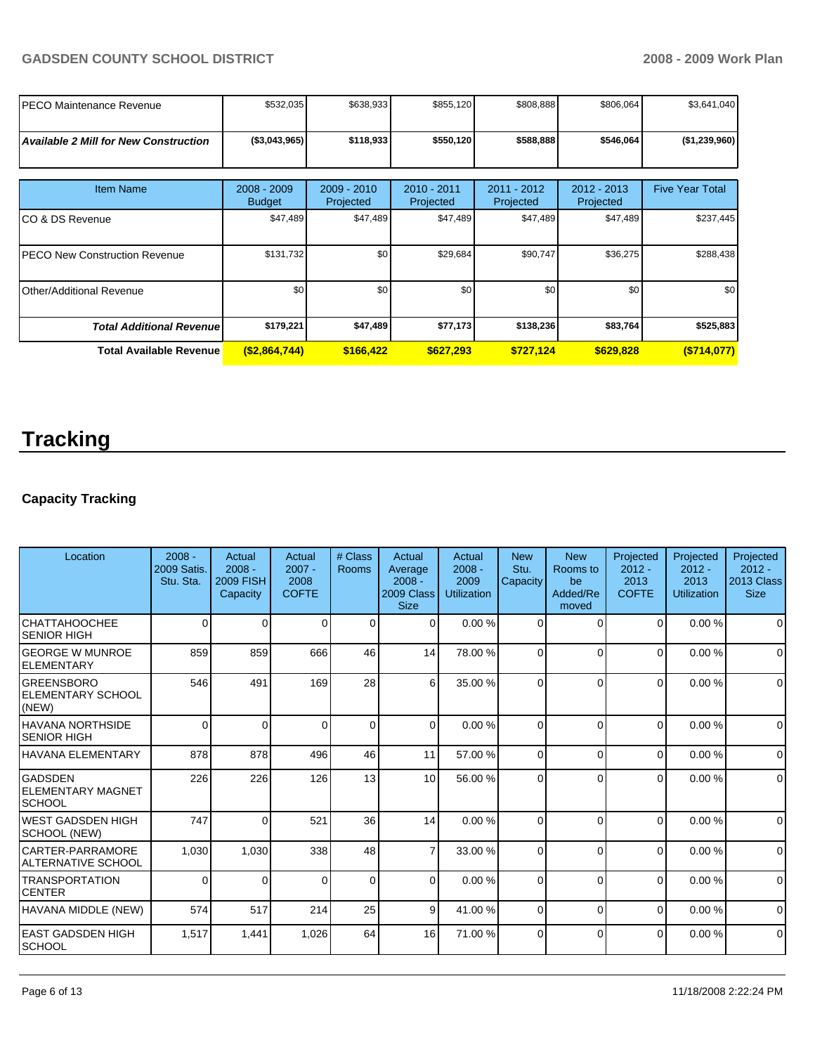| | | | | | | |
|---|---|---|---|---|---|---|
| PECO Maintenance Revenue | $532,035 | $638,933 | $855,120 | $808,888 | $806,064 | $3,641,040 |
| ***Available 2 Mill for New Construction*** | **($3,043,965)** | **$118,933** | **$550,120** | **$588,888** | **$546,064** | **($1,239,960)** |

| Item Name | 2008 - 2009 Budget | 2009 - 2010 Projected | 2010 - 2011 Projected | 2011 - 2012 Projected | 2012 - 2013 Projected | Five Year Total |
|---|---|---|---|---|---|---|
| CO & DS Revenue | $47,489 | $47,489 | $47,489 | $47,489 | $47,489 | $237,445 |
| PECO New Construction Revenue | $131,732 | $0 | $29,684 | $90,747 | $36,275 | $288,438 |
| Other/Additional Revenue | $0 | $0 | $0 | $0 | $0 | $0 |
| ***Total Additional Revenue*** | **$179,221** | **$47,489** | **$77,173** | **$138,236** | **$83,764** | **$525,883** |
| **Total Available Revenue** | **($2,864,744)** | **$166,422** | **$627,293** | **$727,124** | **$629,828** | **($714,077)** |

# Tracking

### Capacity Tracking

| Location | 2008 - 2009 Satis. Stu. Sta. | Actual 2008 - 2009 FISH Capacity | Actual 2007 - 2008 COFTE | # Class Rooms | Actual Average 2008 - 2009 Class Size | Actual 2008 - 2009 Utilization | New Stu. Capacity | New Rooms to be Added/Re moved | Projected 2012 - 2013 COFTE | Projected 2012 - 2013 Utilization | Projected 2012 - 2013 Class Size |
|---|---|---|---|---|---|---|---|---|---|---|---|
| CHATTAHOOCHEE SENIOR HIGH | 0 | 0 | 0 | 0 | 0 | 0.00 % | 0 | 0 | 0 | 0.00 % | 0 |
| GEORGE W MUNROE ELEMENTARY | 859 | 859 | 666 | 46 | 14 | 78.00 % | 0 | 0 | 0 | 0.00 % | 0 |
| GREENSBORO ELEMENTARY SCHOOL (NEW) | 546 | 491 | 169 | 28 | 6 | 35.00 % | 0 | 0 | 0 | 0.00 % | 0 |
| HAVANA NORTHSIDE SENIOR HIGH | 0 | 0 | 0 | 0 | 0 | 0.00 % | 0 | 0 | 0 | 0.00 % | 0 |
| HAVANA ELEMENTARY | 878 | 878 | 496 | 46 | 11 | 57.00 % | 0 | 0 | 0 | 0.00 % | 0 |
| GADSDEN ELEMENTARY MAGNET SCHOOL | 226 | 226 | 126 | 13 | 10 | 56.00 % | 0 | 0 | 0 | 0.00 % | 0 |
| WEST GADSDEN HIGH SCHOOL (NEW) | 747 | 0 | 521 | 36 | 14 | 0.00 % | 0 | 0 | 0 | 0.00 % | 0 |
| CARTER-PARRAMORE ALTERNATIVE SCHOOL | 1,030 | 1,030 | 338 | 48 | 7 | 33.00 % | 0 | 0 | 0 | 0.00 % | 0 |
| TRANSPORTATION CENTER | 0 | 0 | 0 | 0 | 0 | 0.00 % | 0 | 0 | 0 | 0.00 % | 0 |
| HAVANA MIDDLE (NEW) | 574 | 517 | 214 | 25 | 9 | 41.00 % | 0 | 0 | 0 | 0.00 % | 0 |
| EAST GADSDEN HIGH SCHOOL | 1,517 | 1,441 | 1,026 | 64 | 16 | 71.00 % | 0 | 0 | 0 | 0.00 % | 0 |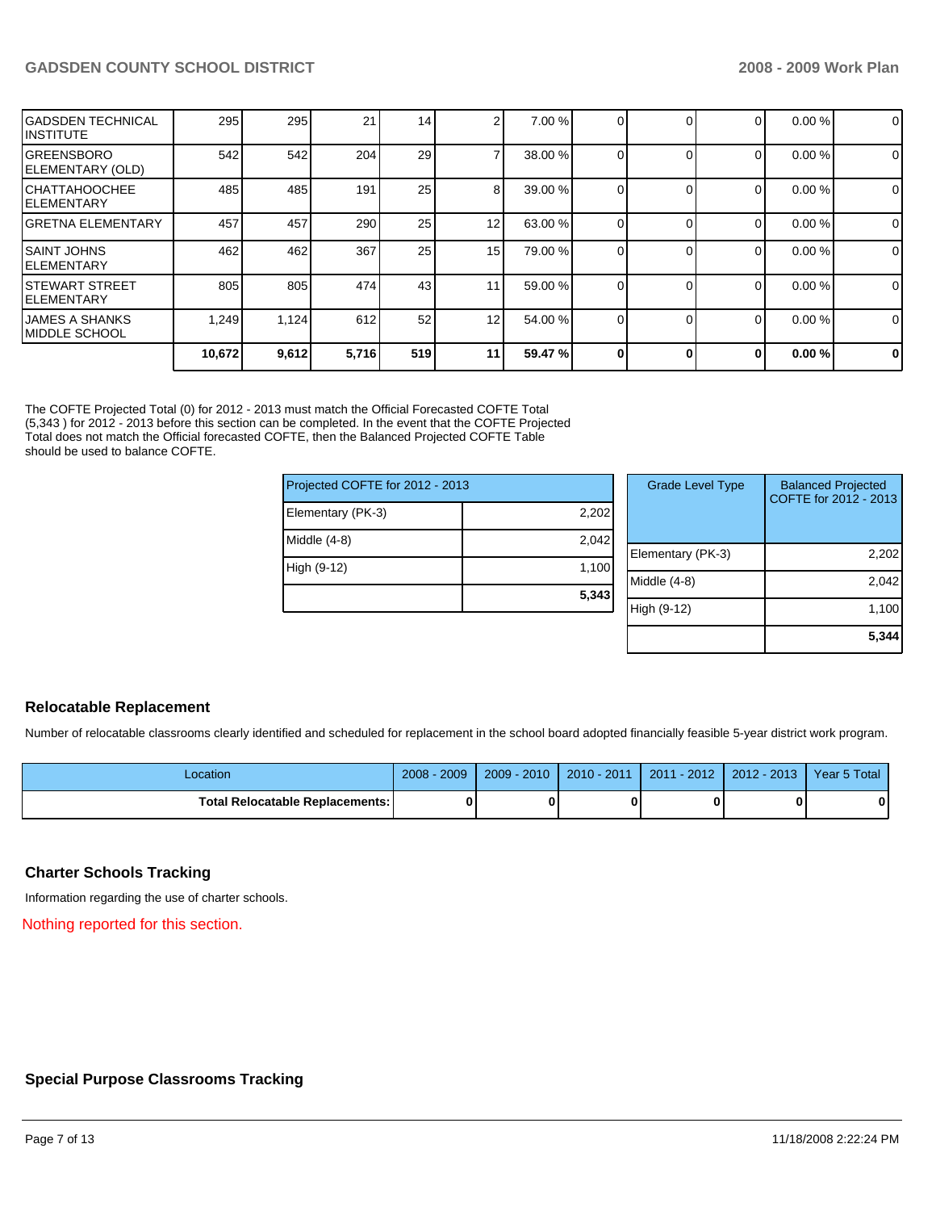| | | | | | | | | | | | |
|---|---|---|---|---|---|---|---|---|---|---|---|
| GADSDEN TECHNICAL INSTITUTE | 295 | 295 | 21 | 14 | 2 | 7.00 % | 0 | 0 | 0 | 0.00 % | 0 |
| GREENSBORO ELEMENTARY (OLD) | 542 | 542 | 204 | 29 | 7 | 38.00 % | 0 | 0 | 0 | 0.00 % | 0 |
| CHATTAHOOCHEE ELEMENTARY | 485 | 485 | 191 | 25 | 8 | 39.00 % | 0 | 0 | 0 | 0.00 % | 0 |
| GRETNA ELEMENTARY | 457 | 457 | 290 | 25 | 12 | 63.00 % | 0 | 0 | 0 | 0.00 % | 0 |
| SAINT JOHNS ELEMENTARY | 462 | 462 | 367 | 25 | 15 | 79.00 % | 0 | 0 | 0 | 0.00 % | 0 |
| STEWART STREET ELEMENTARY | 805 | 805 | 474 | 43 | 11 | 59.00 % | 0 | 0 | 0 | 0.00 % | 0 |
| JAMES A SHANKS MIDDLE SCHOOL | 1,249 | 1,124 | 612 | 52 | 12 | 54.00 % | 0 | 0 | 0 | 0.00 % | 0 |
| | **10,672** | **9,612** | **5,716** | **519** | **11** | **59.47 %** | **0** | **0** | **0** | **0.00 %** | **0** |

The COFTE Projected Total (0) for 2012 - 2013 must match the Official Forecasted COFTE Total (5,343 ) for 2012 - 2013 before this section can be completed. In the event that the COFTE Projected Total does not match the Official forecasted COFTE, then the Balanced Projected COFTE Table should be used to balance COFTE.

| Projected COFTE for 2012 - 2013 | |
|---|---|
| Elementary (PK-3) | 2,202 |
| Middle (4-8) | 2,042 |
| High (9-12) | 1,100 |
| | **5,343** |

| Grade Level Type | Balanced Projected COFTE for 2012 - 2013 |
|---|---|
| Elementary (PK-3) | 2,202 |
| Middle (4-8) | 2,042 |
| High (9-12) | 1,100 |
| | **5,344** |

## Relocatable Replacement

Number of relocatable classrooms clearly identified and scheduled for replacement in the school board adopted financially feasible 5-year district work program.

| Location | 2008 - 2009 | 2009 - 2010 | 2010 - 2011 | 2011 - 2012 | 2012 - 2013 | Year 5 Total |
|---|---|---|---|---|---|---|
| **Total Relocatable Replacements:** | **0** | **0** | **0** | **0** | **0** | **0** |

## Charter Schools Tracking

Information regarding the use of charter schools.

Nothing reported for this section.

## Special Purpose Classrooms Tracking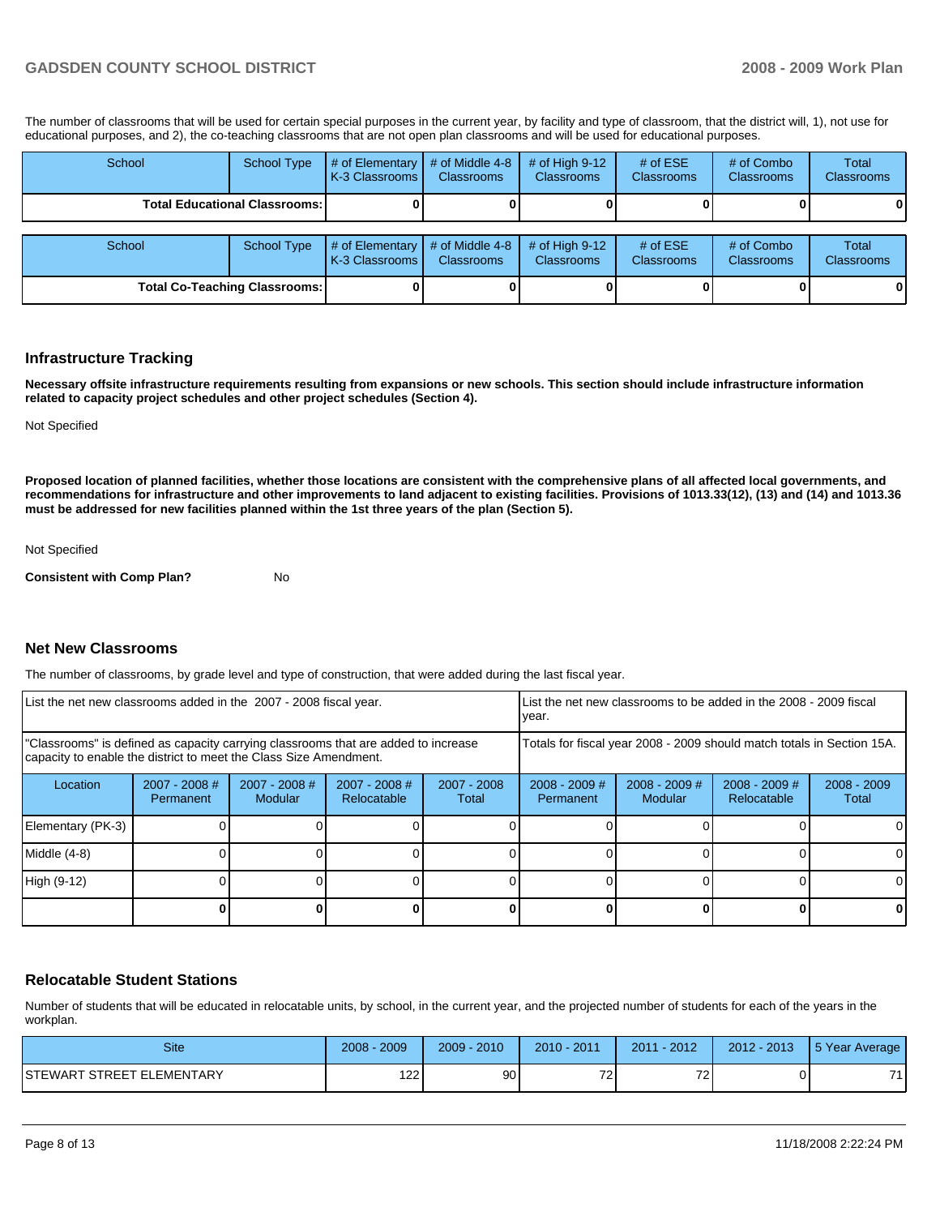The number of classrooms that will be used for certain special purposes in the current year, by facility and type of classroom, that the district will, 1), not use for educational purposes, and 2), the co-teaching classrooms that are not open plan classrooms and will be used for educational purposes.

| School | School Type | # of Elementary K-3 Classrooms | # of Middle 4-8 Classrooms | # of High 9-12 Classrooms | # of ESE Classrooms | # of Combo Classrooms | Total Classrooms |
|---|---|---|---|---|---|---|---|
| **Total Educational Classrooms:** | | **0** | **0** | **0** | **0** | **0** | **0** |

| School | School Type | # of Elementary K-3 Classrooms | # of Middle 4-8 Classrooms | # of High 9-12 Classrooms | # of ESE Classrooms | # of Combo Classrooms | Total Classrooms |
|---|---|---|---|---|---|---|---|
| **Total Co-Teaching Classrooms:** | | **0** | **0** | **0** | **0** | **0** | **0** |

## Infrastructure Tracking

**Necessary offsite infrastructure requirements resulting from expansions or new schools. This section should include infrastructure information related to capacity project schedules and other project schedules (Section 4).**

Not Specified

**Proposed location of planned facilities, whether those locations are consistent with the comprehensive plans of all affected local governments, and recommendations for infrastructure and other improvements to land adjacent to existing facilities. Provisions of 1013.33(12), (13) and (14) and 1013.36 must be addressed for new facilities planned within the 1st three years of the plan (Section 5).**

Not Specified

**Consistent with Comp Plan?** No

## Net New Classrooms

The number of classrooms, by grade level and type of construction, that were added during the last fiscal year.

| List the net new classrooms added in the 2007 - 2008 fiscal year. | | | | | List the net new classrooms to be added in the 2008 - 2009 fiscal year. | | | |
|---|---|---|---|---|---|---|---|---|
| "Classrooms" is defined as capacity carrying classrooms that are added to increase capacity to enable the district to meet the Class Size Amendment. | | | | | Totals for fiscal year 2008 - 2009 should match totals in Section 15A. | | | |
| Location | 2007 - 2008 # Permanent | 2007 - 2008 # Modular | 2007 - 2008 # Relocatable | 2007 - 2008 Total | 2008 - 2009 # Permanent | 2008 - 2009 # Modular | 2008 - 2009 # Relocatable | 2008 - 2009 Total |
| Elementary (PK-3) | 0 | 0 | 0 | 0 | 0 | 0 | 0 | 0 |
| Middle (4-8) | 0 | 0 | 0 | 0 | 0 | 0 | 0 | 0 |
| High (9-12) | 0 | 0 | 0 | 0 | 0 | 0 | 0 | 0 |
| | **0** | **0** | **0** | **0** | **0** | **0** | **0** | **0** |

## Relocatable Student Stations

Number of students that will be educated in relocatable units, by school, in the current year, and the projected number of students for each of the years in the workplan.

| Site | 2008 - 2009 | 2009 - 2010 | 2010 - 2011 | 2011 - 2012 | 2012 - 2013 | 5 Year Average |
|---|---|---|---|---|---|---|
| STEWART STREET ELEMENTARY | 122 | 90 | 72 | 72 | 0 | 71 |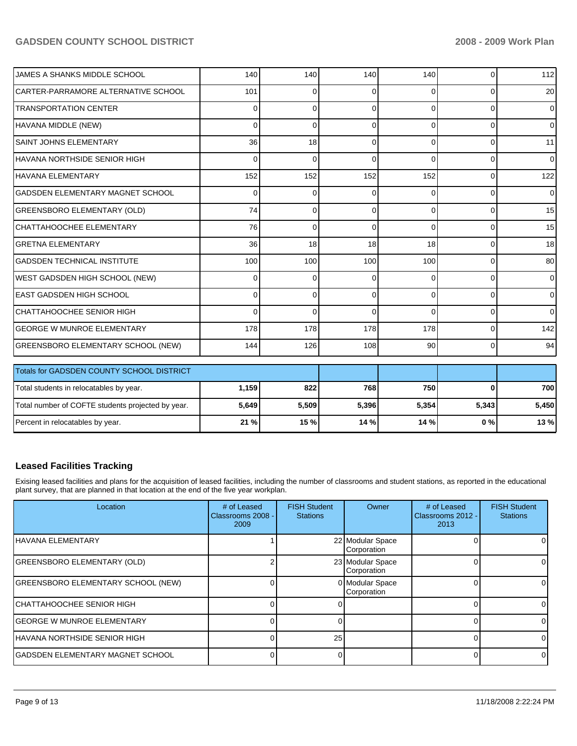| | | | | | | |
|---|---|---|---|---|---|---|
| JAMES A SHANKS MIDDLE SCHOOL | 140 | 140 | 140 | 140 | 0 | 112 |
| CARTER-PARRAMORE ALTERNATIVE SCHOOL | 101 | 0 | 0 | 0 | 0 | 20 |
| TRANSPORTATION CENTER | 0 | 0 | 0 | 0 | 0 | 0 |
| HAVANA MIDDLE (NEW) | 0 | 0 | 0 | 0 | 0 | 0 |
| SAINT JOHNS ELEMENTARY | 36 | 18 | 0 | 0 | 0 | 11 |
| HAVANA NORTHSIDE SENIOR HIGH | 0 | 0 | 0 | 0 | 0 | 0 |
| HAVANA ELEMENTARY | 152 | 152 | 152 | 152 | 0 | 122 |
| GADSDEN ELEMENTARY MAGNET SCHOOL | 0 | 0 | 0 | 0 | 0 | 0 |
| GREENSBORO ELEMENTARY (OLD) | 74 | 0 | 0 | 0 | 0 | 15 |
| CHATTAHOOCHEE ELEMENTARY | 76 | 0 | 0 | 0 | 0 | 15 |
| GRETNA ELEMENTARY | 36 | 18 | 18 | 18 | 0 | 18 |
| GADSDEN TECHNICAL INSTITUTE | 100 | 100 | 100 | 100 | 0 | 80 |
| WEST GADSDEN HIGH SCHOOL (NEW) | 0 | 0 | 0 | 0 | 0 | 0 |
| EAST GADSDEN HIGH SCHOOL | 0 | 0 | 0 | 0 | 0 | 0 |
| CHATTAHOOCHEE SENIOR HIGH | 0 | 0 | 0 | 0 | 0 | 0 |
| GEORGE W MUNROE ELEMENTARY | 178 | 178 | 178 | 178 | 0 | 142 |
| GREENSBORO ELEMENTARY SCHOOL (NEW) | 144 | 126 | 108 | 90 | 0 | 94 |

| Totals for GADSDEN COUNTY SCHOOL DISTRICT | | | | | | |
|---|---|---|---|---|---|---|
| Total students in relocatables by year. | **1,159** | **822** | **768** | **750** | **0** | **700** |
| Total number of COFTE students projected by year. | **5,649** | **5,509** | **5,396** | **5,354** | **5,343** | **5,450** |
| Percent in relocatables by year. | **21 %** | **15 %** | **14 %** | **14 %** | **0 %** | **13 %** |

## Leased Facilities Tracking

Exising leased facilities and plans for the acquisition of leased facilities, including the number of classrooms and student stations, as reported in the educational plant survey, that are planned in that location at the end of the five year workplan.

| Location | # of Leased Classrooms 2008 - 2009 | FISH Student Stations | Owner | # of Leased Classrooms 2012 - 2013 | FISH Student Stations |
|---|---|---|---|---|---|
| HAVANA ELEMENTARY | 1 | 22 | Modular Space Corporation | 0 | 0 |
| GREENSBORO ELEMENTARY (OLD) | 2 | 23 | Modular Space Corporation | 0 | 0 |
| GREENSBORO ELEMENTARY SCHOOL (NEW) | 0 | 0 | Modular Space Corporation | 0 | 0 |
| CHATTAHOOCHEE SENIOR HIGH | 0 | 0 | | 0 | 0 |
| GEORGE W MUNROE ELEMENTARY | 0 | 0 | | 0 | 0 |
| HAVANA NORTHSIDE SENIOR HIGH | 0 | 25 | | 0 | 0 |
| GADSDEN ELEMENTARY MAGNET SCHOOL | 0 | 0 | | 0 | 0 |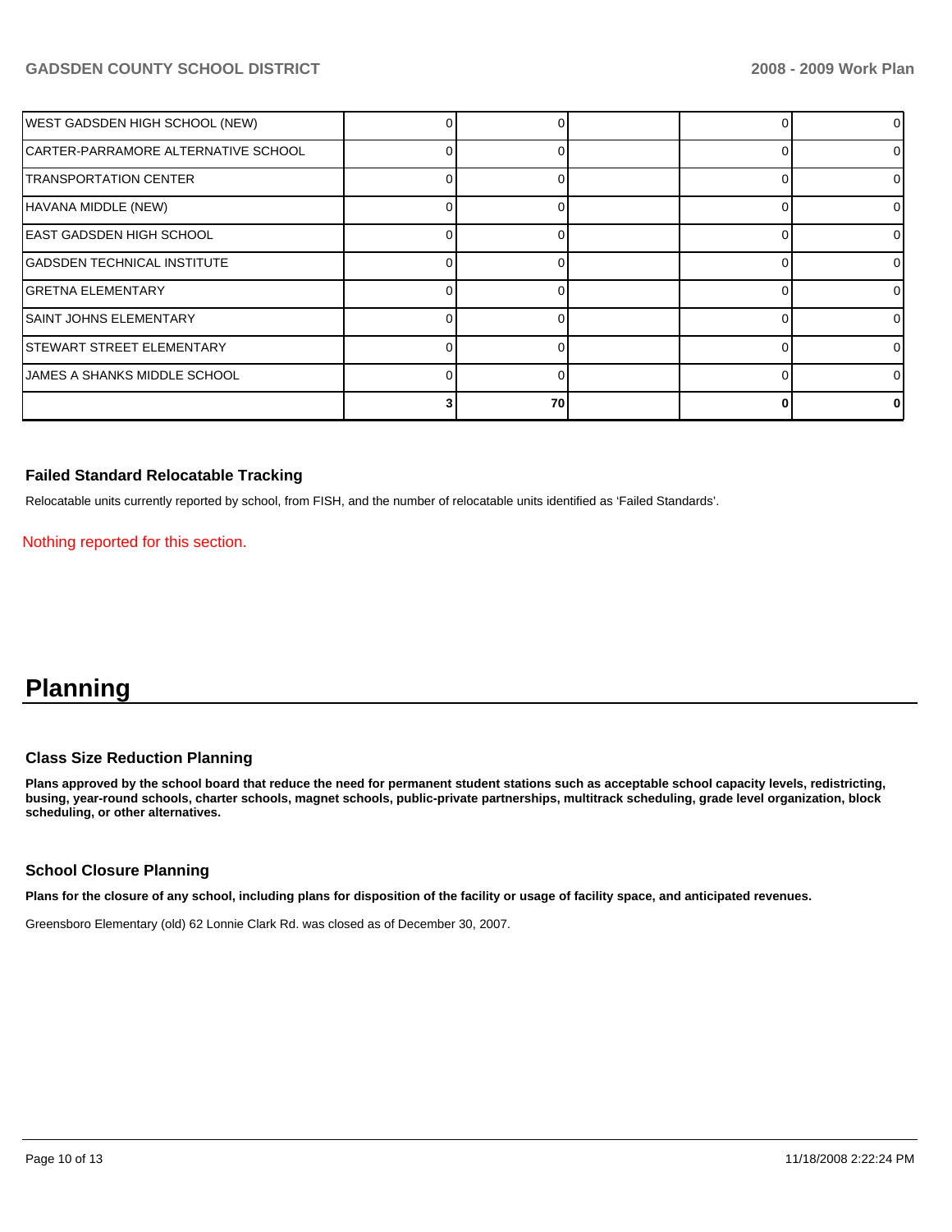| | | | | | |
|---|---|---|---|---|---|
| WEST GADSDEN HIGH SCHOOL (NEW) | 0 | 0 | | 0 | 0 |
| CARTER-PARRAMORE ALTERNATIVE SCHOOL | 0 | 0 | | 0 | 0 |
| TRANSPORTATION CENTER | 0 | 0 | | 0 | 0 |
| HAVANA MIDDLE (NEW) | 0 | 0 | | 0 | 0 |
| EAST GADSDEN HIGH SCHOOL | 0 | 0 | | 0 | 0 |
| GADSDEN TECHNICAL INSTITUTE | 0 | 0 | | 0 | 0 |
| GRETNA ELEMENTARY | 0 | 0 | | 0 | 0 |
| SAINT JOHNS ELEMENTARY | 0 | 0 | | 0 | 0 |
| STEWART STREET ELEMENTARY | 0 | 0 | | 0 | 0 |
| JAMES A SHANKS MIDDLE SCHOOL | 0 | 0 | | 0 | 0 |
| | **3** | **70** | | **0** | **0** |

### Failed Standard Relocatable Tracking

Relocatable units currently reported by school, from FISH, and the number of relocatable units identified as 'Failed Standards'.

Nothing reported for this section.

# Planning

### Class Size Reduction Planning

**Plans approved by the school board that reduce the need for permanent student stations such as acceptable school capacity levels, redistricting, busing, year-round schools, charter schools, magnet schools, public-private partnerships, multitrack scheduling, grade level organization, block scheduling, or other alternatives.**

### School Closure Planning

**Plans for the closure of any school, including plans for disposition of the facility or usage of facility space, and anticipated revenues.**

Greensboro Elementary (old) 62 Lonnie Clark Rd. was closed as of December 30, 2007.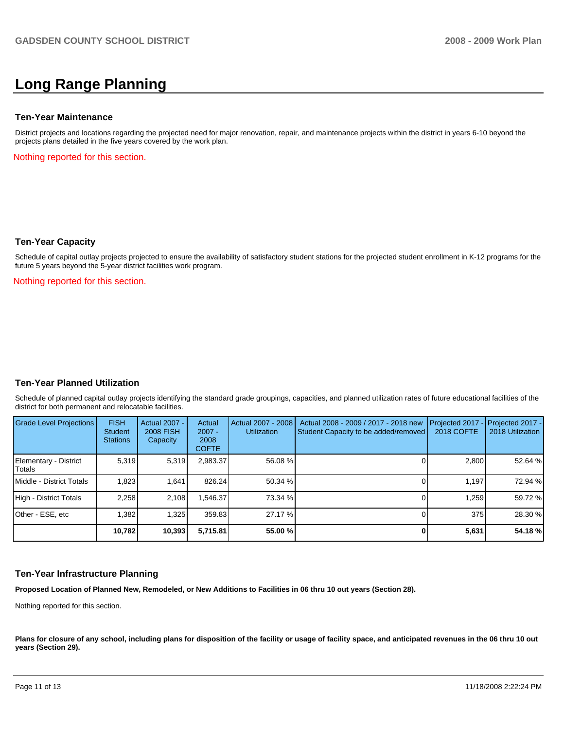# Long Range Planning

### Ten-Year Maintenance

District projects and locations regarding the projected need for major renovation, repair, and maintenance projects within the district in years 6-10 beyond the projects plans detailed in the five years covered by the work plan.

Nothing reported for this section.

### Ten-Year Capacity

Schedule of capital outlay projects projected to ensure the availability of satisfactory student stations for the projected student enrollment in K-12 programs for the future 5 years beyond the 5-year district facilities work program.

Nothing reported for this section.

### Ten-Year Planned Utilization

Schedule of planned capital outlay projects identifying the standard grade groupings, capacities, and planned utilization rates of future educational facilities of the district for both permanent and relocatable facilities.

| Grade Level Projections | FISH Student Stations | Actual 2007 - 2008 FISH Capacity | Actual 2007 - 2008 COFTE | Actual 2007 - 2008 Utilization | Actual 2008 - 2009 / 2017 - 2018 new Student Capacity to be added/removed | Projected 2017 - 2018 COFTE | Projected 2017 - 2018 Utilization |
|---|---|---|---|---|---|---|---|
| Elementary - District Totals | 5,319 | 5,319 | 2,983.37 | 56.08 % | 0 | 2,800 | 52.64 % |
| Middle - District Totals | 1,823 | 1,641 | 826.24 | 50.34 % | 0 | 1,197 | 72.94 % |
| High - District Totals | 2,258 | 2,108 | 1,546.37 | 73.34 % | 0 | 1,259 | 59.72 % |
| Other - ESE, etc | 1,382 | 1,325 | 359.83 | 27.17 % | 0 | 375 | 28.30 % |
| | **10,782** | **10,393** | **5,715.81** | **55.00 %** | **0** | **5,631** | **54.18 %** |

### Ten-Year Infrastructure Planning

**Proposed Location of Planned New, Remodeled, or New Additions to Facilities in 06 thru 10 out years (Section 28).**

Nothing reported for this section.

**Plans for closure of any school, including plans for disposition of the facility or usage of facility space, and anticipated revenues in the 06 thru 10 out years (Section 29).**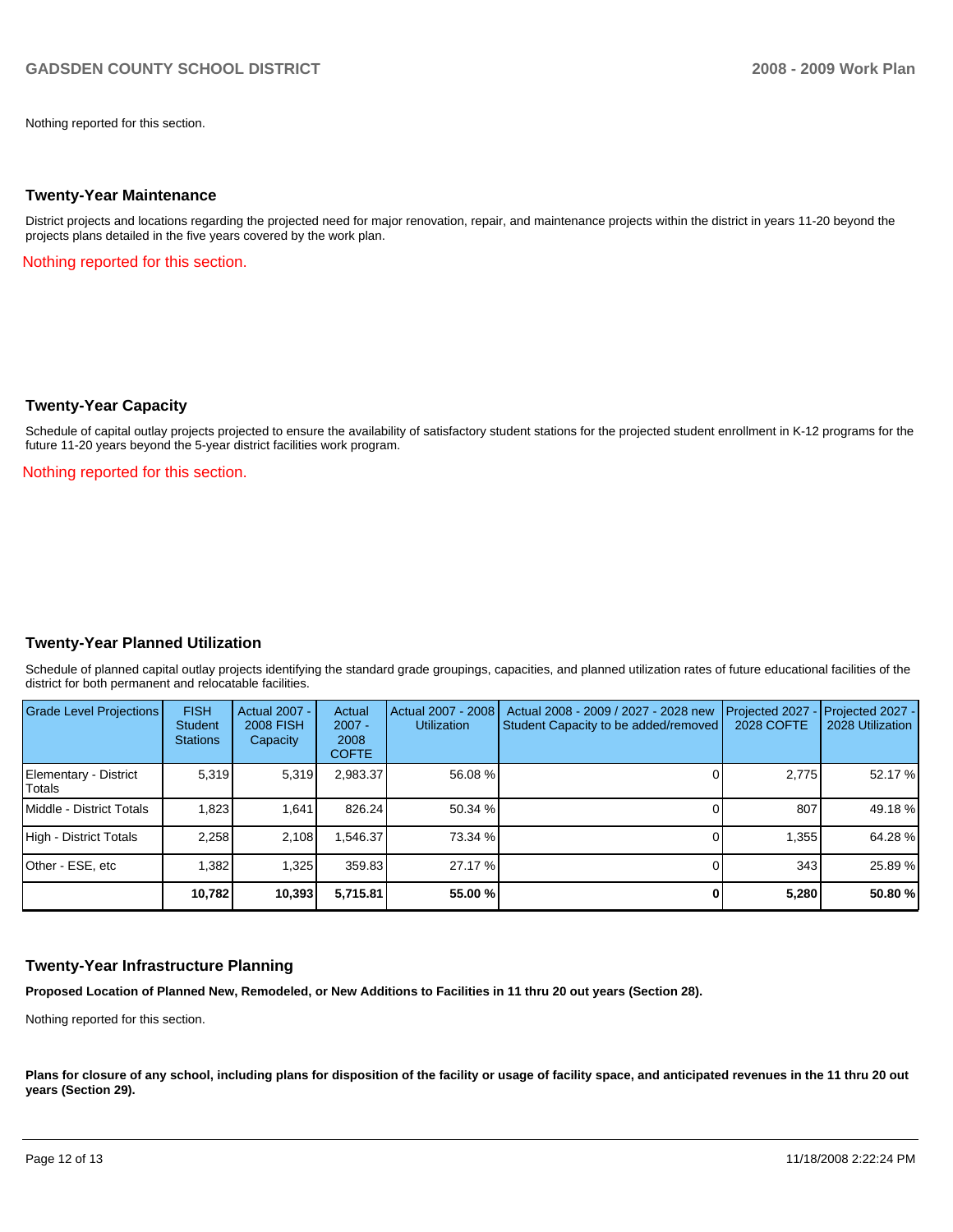Nothing reported for this section.

## Twenty-Year Maintenance

District projects and locations regarding the projected need for major renovation, repair, and maintenance projects within the district in years 11-20 beyond the projects plans detailed in the five years covered by the work plan.

Nothing reported for this section.

## Twenty-Year Capacity

Schedule of capital outlay projects projected to ensure the availability of satisfactory student stations for the projected student enrollment in K-12 programs for the future 11-20 years beyond the 5-year district facilities work program.

Nothing reported for this section.

## Twenty-Year Planned Utilization

Schedule of planned capital outlay projects identifying the standard grade groupings, capacities, and planned utilization rates of future educational facilities of the district for both permanent and relocatable facilities.

| Grade Level Projections | FISH Student Stations | Actual 2007 - 2008 FISH Capacity | Actual 2007 - 2008 COFTE | Actual 2007 - 2008 Utilization | Actual 2008 - 2009 / 2027 - 2028 new Student Capacity to be added/removed | Projected 2027 - 2028 COFTE | Projected 2027 - 2028 Utilization |
|---|---|---|---|---|---|---|---|
| Elementary - District Totals | 5,319 | 5,319 | 2,983.37 | 56.08 % | 0 | 2,775 | 52.17 % |
| Middle - District Totals | 1,823 | 1,641 | 826.24 | 50.34 % | 0 | 807 | 49.18 % |
| High - District Totals | 2,258 | 2,108 | 1,546.37 | 73.34 % | 0 | 1,355 | 64.28 % |
| Other - ESE, etc | 1,382 | 1,325 | 359.83 | 27.17 % | 0 | 343 | 25.89 % |
| | **10,782** | **10,393** | **5,715.81** | **55.00 %** | **0** | **5,280** | **50.80 %** |

## Twenty-Year Infrastructure Planning

**Proposed Location of Planned New, Remodeled, or New Additions to Facilities in 11 thru 20 out years (Section 28).**

Nothing reported for this section.

**Plans for closure of any school, including plans for disposition of the facility or usage of facility space, and anticipated revenues in the 11 thru 20 out years (Section 29).**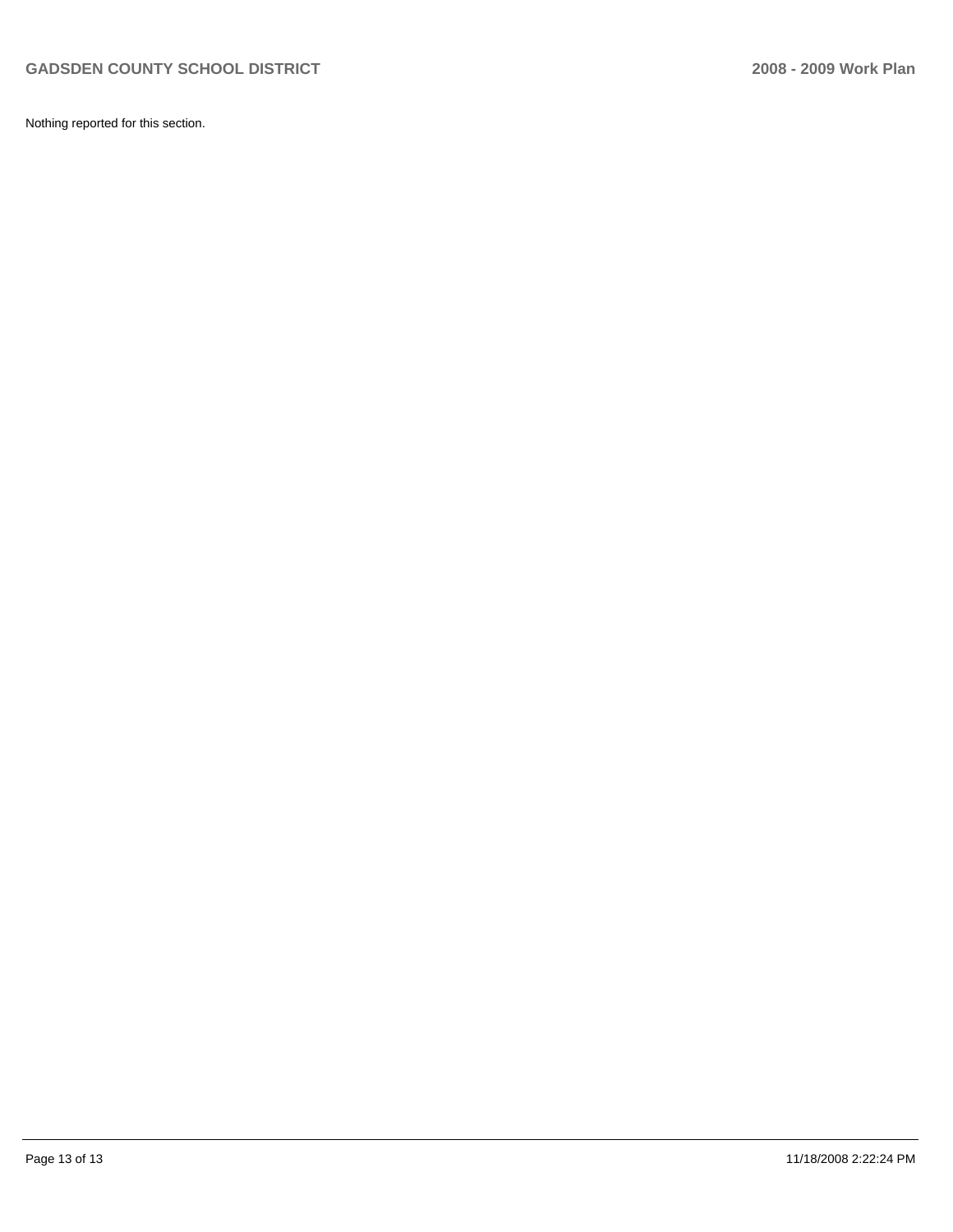Nothing reported for this section.